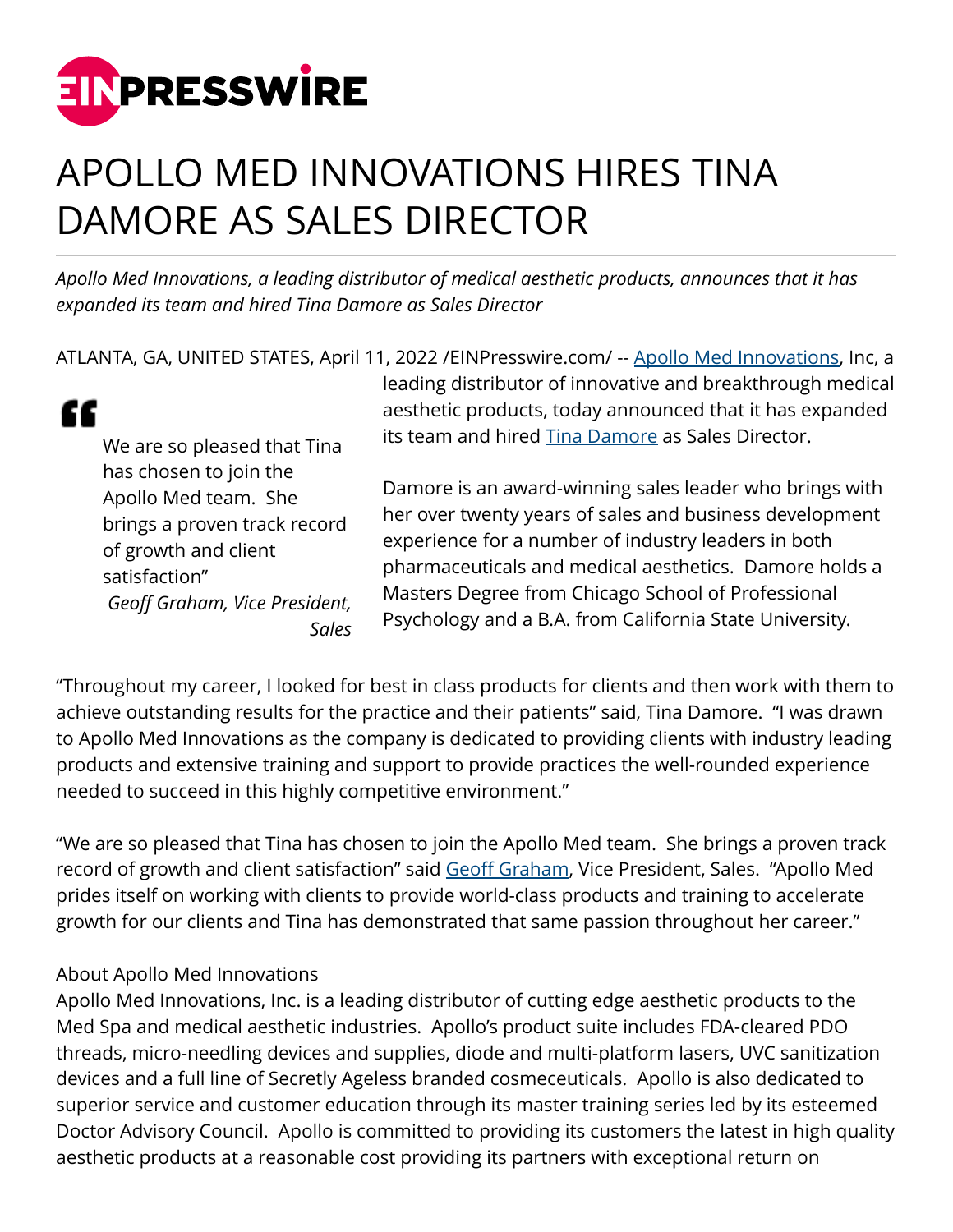EINPRESSWIRE

# APOLLO MED INNOVATIONS HIRES TINA DAMORE AS SALES DIRECTOR

*Apollo Med Innovations, a leading distributor of medical aesthetic products, announces that it has expanded its team and hired Tina Damore as Sales Director*

ATLANTA, GA, UNITED STATES, April 11, 2022 /EINPresswire.com/ -- Apollo Med Innovations, Inc, a leading distributor of innovative and breakthrough medical aesthetic products, today announced that it has expanded its team and hired Tina Damore as Sales Director.

> We are so pleased that Tina has chosen to join the Apollo Med team. She brings a proven track record of growth and client satisfaction"
>
> *Geoff Graham, Vice President, Sales*

Damore is an award-winning sales leader who brings with her over twenty years of sales and business development experience for a number of industry leaders in both pharmaceuticals and medical aesthetics. Damore holds a Masters Degree from Chicago School of Professional Psychology and a B.A. from California State University.

"Throughout my career, I looked for best in class products for clients and then work with them to achieve outstanding results for the practice and their patients" said, Tina Damore. "I was drawn to Apollo Med Innovations as the company is dedicated to providing clients with industry leading products and extensive training and support to provide practices the well-rounded experience needed to succeed in this highly competitive environment."

"We are so pleased that Tina has chosen to join the Apollo Med team. She brings a proven track record of growth and client satisfaction" said Geoff Graham, Vice President, Sales. "Apollo Med prides itself on working with clients to provide world-class products and training to accelerate growth for our clients and Tina has demonstrated that same passion throughout her career."

About Apollo Med Innovations
Apollo Med Innovations, Inc. is a leading distributor of cutting edge aesthetic products to the Med Spa and medical aesthetic industries. Apollo's product suite includes FDA-cleared PDO threads, micro-needling devices and supplies, diode and multi-platform lasers, UVC sanitization devices and a full line of Secretly Ageless branded cosmeceuticals. Apollo is also dedicated to superior service and customer education through its master training series led by its esteemed Doctor Advisory Council. Apollo is committed to providing its customers the latest in high quality aesthetic products at a reasonable cost providing its partners with exceptional return on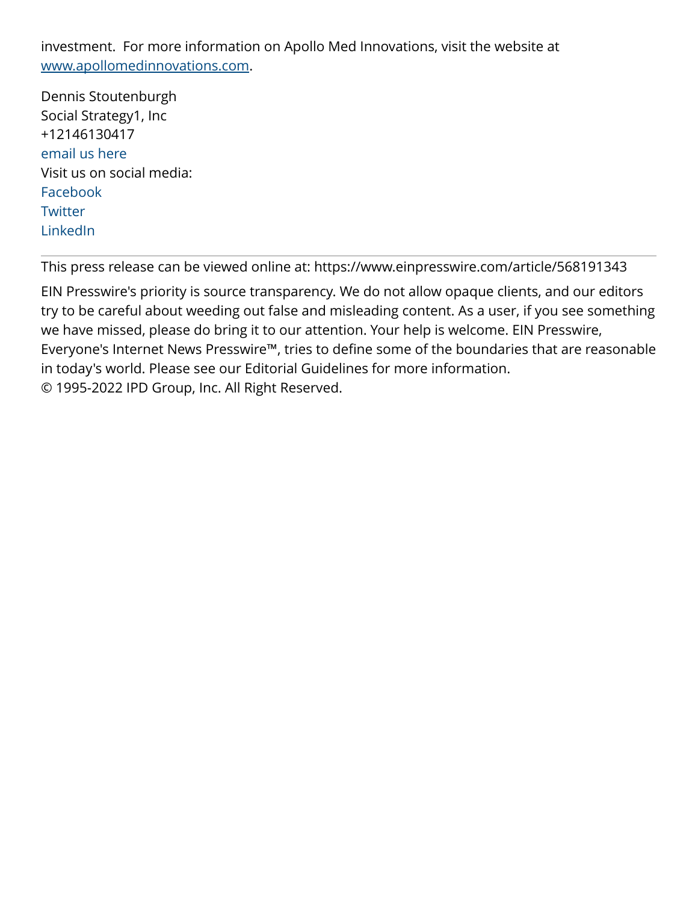investment.  For more information on Apollo Med Innovations, visit the website at [www.apollomedinnovations.com](http://www.apollomedinnovations.com).

Dennis Stoutenburgh
Social Strategy1, Inc
+12146130417
email us here
Visit us on social media:
Facebook
Twitter
LinkedIn

---

This press release can be viewed online at: https://www.einpresswire.com/article/568191343

EIN Presswire's priority is source transparency. We do not allow opaque clients, and our editors try to be careful about weeding out false and misleading content. As a user, if you see something we have missed, please do bring it to our attention. Your help is welcome. EIN Presswire, Everyone's Internet News Presswire™, tries to define some of the boundaries that are reasonable in today's world. Please see our Editorial Guidelines for more information.
© 1995-2022 IPD Group, Inc. All Right Reserved.